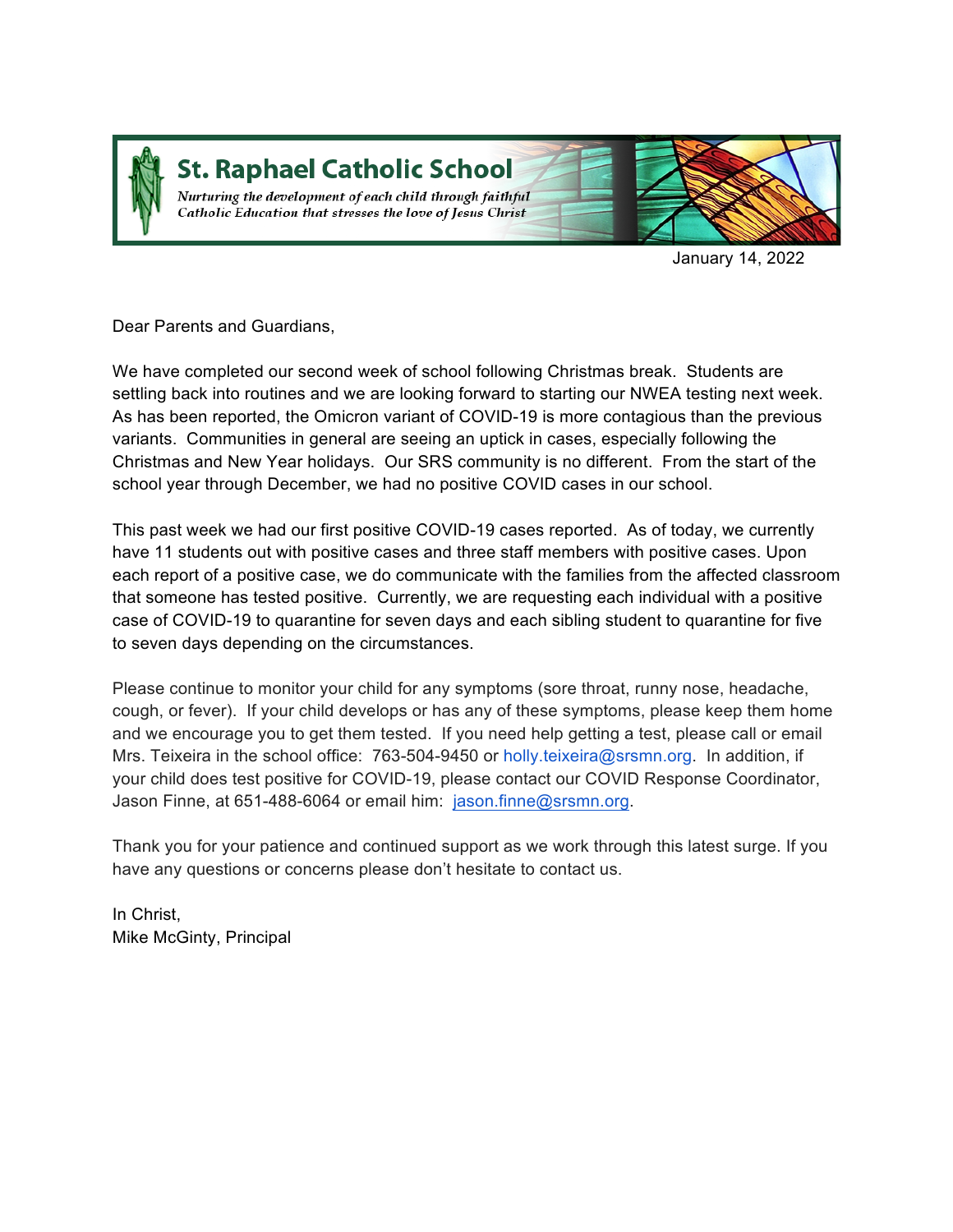# St. Raphael Catholic School

*Nurturing the development of each child through faithful Catholic Education that stresses the love of Jesus Christ*

January 14, 2022

Dear Parents and Guardians,

We have completed our second week of school following Christmas break. Students are settling back into routines and we are looking forward to starting our NWEA testing next week. As has been reported, the Omicron variant of COVID-19 is more contagious than the previous variants. Communities in general are seeing an uptick in cases, especially following the Christmas and New Year holidays. Our SRS community is no different. From the start of the school year through December, we had no positive COVID cases in our school.

This past week we had our first positive COVID-19 cases reported. As of today, we currently have 11 students out with positive cases and three staff members with positive cases. Upon each report of a positive case, we do communicate with the families from the affected classroom that someone has tested positive. Currently, we are requesting each individual with a positive case of COVID-19 to quarantine for seven days and each sibling student to quarantine for five to seven days depending on the circumstances.

Please continue to monitor your child for any symptoms (sore throat, runny nose, headache, cough, or fever). If your child develops or has any of these symptoms, please keep them home and we encourage you to get them tested. If you need help getting a test, please call or email Mrs. Teixeira in the school office: 763-504-9450 or holly.teixeira@srsmn.org. In addition, if your child does test positive for COVID-19, please contact our COVID Response Coordinator, Jason Finne, at 651-488-6064 or email him: jason.finne@srsmn.org.

Thank you for your patience and continued support as we work through this latest surge. If you have any questions or concerns please don't hesitate to contact us.

In Christ,
Mike McGinty, Principal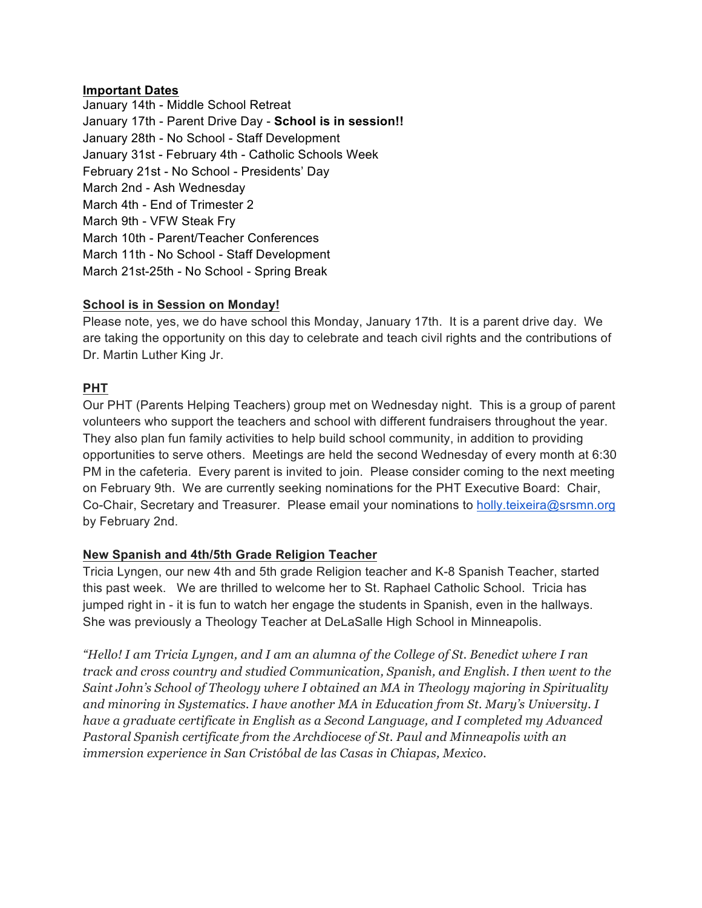**Important Dates**

January 14th - Middle School Retreat  
January 17th - Parent Drive Day - **School is in session!!**  
January 28th - No School - Staff Development  
January 31st - February 4th - Catholic Schools Week  
February 21st - No School - Presidents' Day  
March 2nd - Ash Wednesday  
March 4th - End of Trimester 2  
March 9th - VFW Steak Fry  
March 10th - Parent/Teacher Conferences  
March 11th - No School - Staff Development  
March 21st-25th - No School - Spring Break

**School is in Session on Monday!**

Please note, yes, we do have school this Monday, January 17th. It is a parent drive day. We are taking the opportunity on this day to celebrate and teach civil rights and the contributions of Dr. Martin Luther King Jr.

**PHT**

Our PHT (Parents Helping Teachers) group met on Wednesday night. This is a group of parent volunteers who support the teachers and school with different fundraisers throughout the year. They also plan fun family activities to help build school community, in addition to providing opportunities to serve others. Meetings are held the second Wednesday of every month at 6:30 PM in the cafeteria. Every parent is invited to join. Please consider coming to the next meeting on February 9th. We are currently seeking nominations for the PHT Executive Board: Chair, Co-Chair, Secretary and Treasurer. Please email your nominations to holly.teixeira@srsmn.org by February 2nd.

**New Spanish and 4th/5th Grade Religion Teacher**

Tricia Lyngen, our new 4th and 5th grade Religion teacher and K-8 Spanish Teacher, started this past week. We are thrilled to welcome her to St. Raphael Catholic School. Tricia has jumped right in - it is fun to watch her engage the students in Spanish, even in the hallways. She was previously a Theology Teacher at DeLaSalle High School in Minneapolis.

*"Hello! I am Tricia Lyngen, and I am an alumna of the College of St. Benedict where I ran track and cross country and studied Communication, Spanish, and English. I then went to the Saint John's School of Theology where I obtained an MA in Theology majoring in Spirituality and minoring in Systematics. I have another MA in Education from St. Mary's University. I have a graduate certificate in English as a Second Language, and I completed my Advanced Pastoral Spanish certificate from the Archdiocese of St. Paul and Minneapolis with an immersion experience in San Cristóbal de las Casas in Chiapas, Mexico.*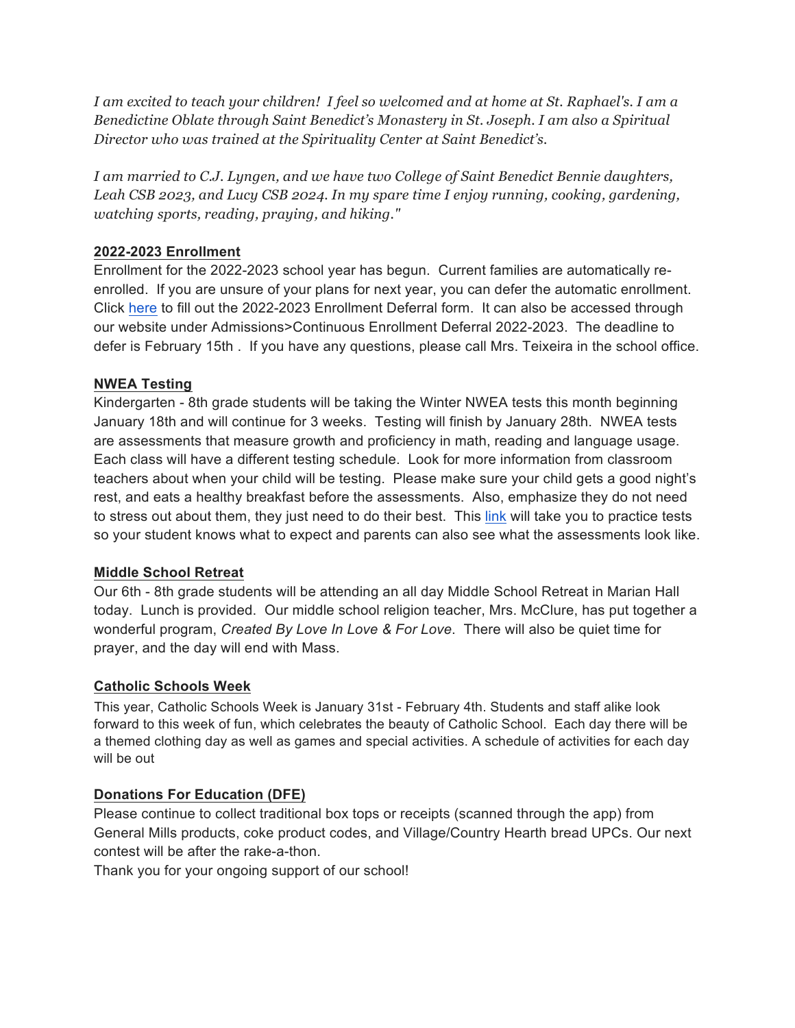*I am excited to teach your children! I feel so welcomed and at home at St. Raphael's. I am a Benedictine Oblate through Saint Benedict's Monastery in St. Joseph. I am also a Spiritual Director who was trained at the Spirituality Center at Saint Benedict's.*

*I am married to C.J. Lyngen, and we have two College of Saint Benedict Bennie daughters, Leah CSB 2023, and Lucy CSB 2024. In my spare time I enjoy running, cooking, gardening, watching sports, reading, praying, and hiking."*

**2022-2023 Enrollment**

Enrollment for the 2022-2023 school year has begun. Current families are automatically re-enrolled. If you are unsure of your plans for next year, you can defer the automatic enrollment. Click here to fill out the 2022-2023 Enrollment Deferral form. It can also be accessed through our website under Admissions>Continuous Enrollment Deferral 2022-2023. The deadline to defer is February 15th . If you have any questions, please call Mrs. Teixeira in the school office.

**NWEA Testing**

Kindergarten - 8th grade students will be taking the Winter NWEA tests this month beginning January 18th and will continue for 3 weeks. Testing will finish by January 28th. NWEA tests are assessments that measure growth and proficiency in math, reading and language usage. Each class will have a different testing schedule. Look for more information from classroom teachers about when your child will be testing. Please make sure your child gets a good night's rest, and eats a healthy breakfast before the assessments. Also, emphasize they do not need to stress out about them, they just need to do their best. This link will take you to practice tests so your student knows what to expect and parents can also see what the assessments look like.

**Middle School Retreat**

Our 6th - 8th grade students will be attending an all day Middle School Retreat in Marian Hall today. Lunch is provided. Our middle school religion teacher, Mrs. McClure, has put together a wonderful program, *Created By Love In Love & For Love*. There will also be quiet time for prayer, and the day will end with Mass.

**Catholic Schools Week**

This year, Catholic Schools Week is January 31st - February 4th. Students and staff alike look forward to this week of fun, which celebrates the beauty of Catholic School. Each day there will be a themed clothing day as well as games and special activities. A schedule of activities for each day will be out

**Donations For Education (DFE)**

Please continue to collect traditional box tops or receipts (scanned through the app) from General Mills products, coke product codes, and Village/Country Hearth bread UPCs. Our next contest will be after the rake-a-thon.

Thank you for your ongoing support of our school!